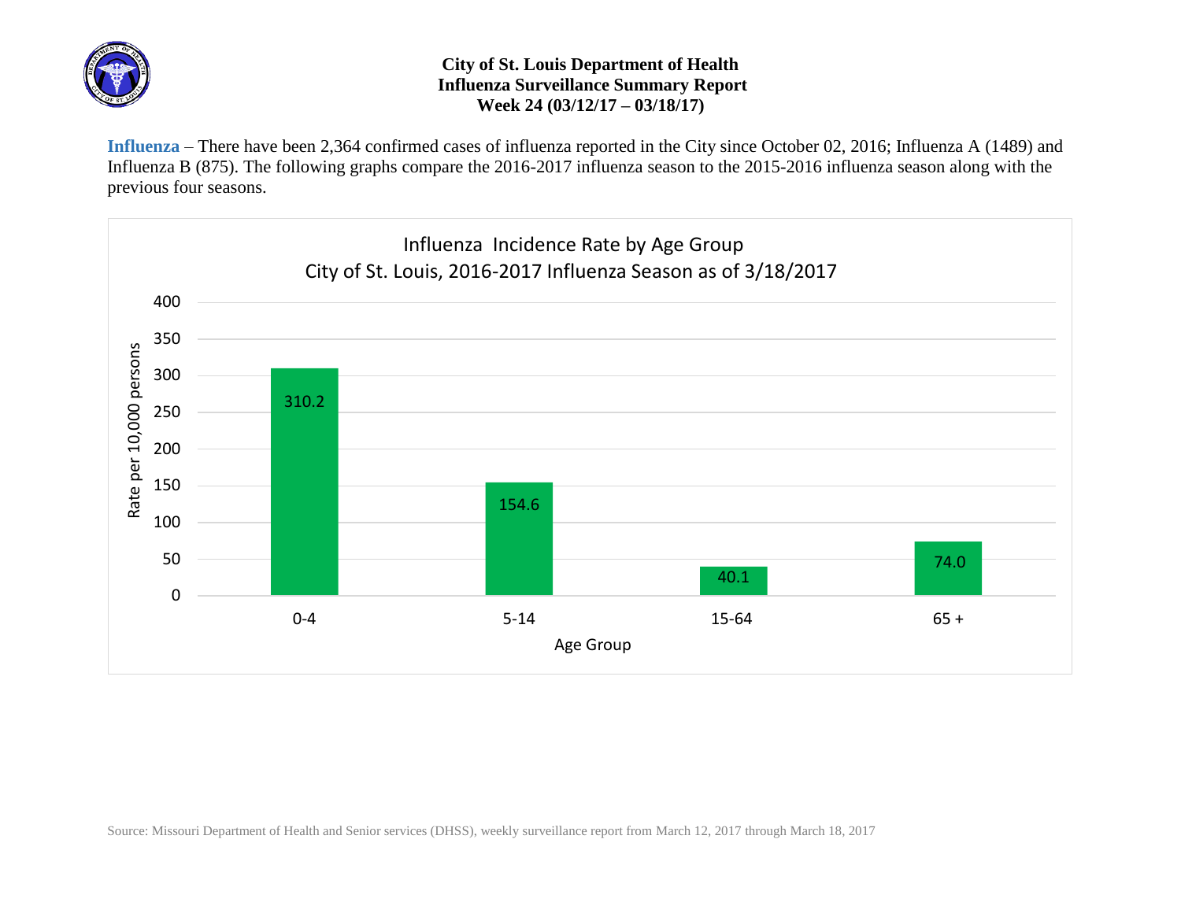**City of St. Louis Department of Health**
**Influenza Surveillance Summary Report**
**Week 24 (03/12/17 – 03/18/17)**

**Influenza** – There have been 2,364 confirmed cases of influenza reported in the City since October 02, 2016; Influenza A (1489) and Influenza B (875). The following graphs compare the 2016-2017 influenza season to the 2015-2016 influenza season along with the previous four seasons.

Influenza Incidence Rate by Age Group
City of St. Louis, 2016-2017 Influenza Season as of 3/18/2017

| Age Group | Rate per 10,000 persons |
|---|---|
| 0-4 | 310.2 |
| 5-14 | 154.6 |
| 15-64 | 40.1 |
| 65 + | 74.0 |

Source: Missouri Department of Health and Senior services (DHSS), weekly surveillance report from March 12, 2017 through March 18, 2017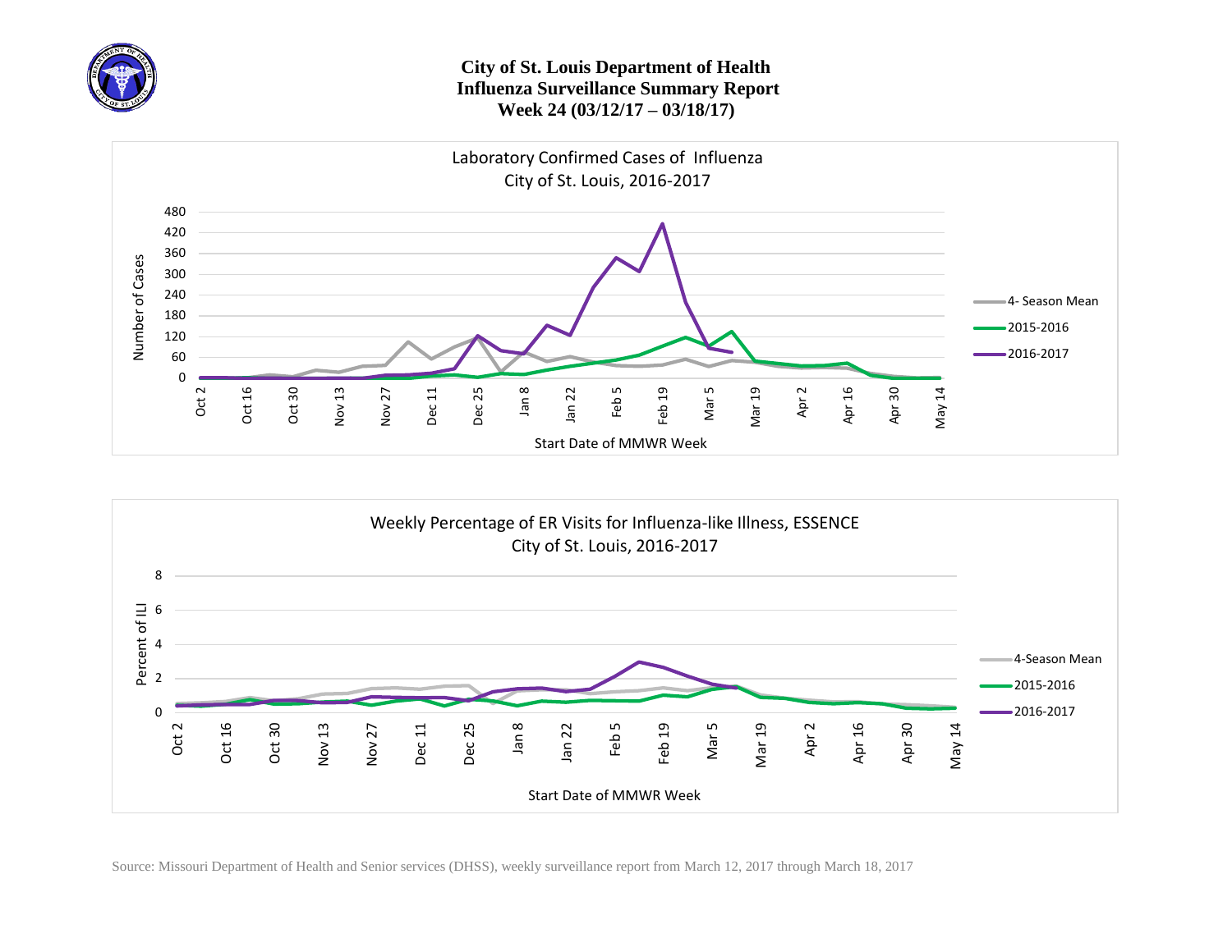# City of St. Louis Department of Health
## Influenza Surveillance Summary Report
### Week 24 (03/12/17 – 03/18/17)

Laboratory Confirmed Cases of Influenza
City of St. Louis, 2016-2017

Number of Cases

480
420
360
300
240
180
120
60
0

Oct 2, Oct 16, Oct 30, Nov 13, Nov 27, Dec 11, Dec 25, Jan 8, Jan 22, Feb 5, Feb 19, Mar 5, Mar 19, Apr 2, Apr 16, Apr 30, May 14

Start Date of MMWR Week

4- Season Mean
2015-2016
2016-2017

Weekly Percentage of ER Visits for Influenza-like Illness, ESSENCE
City of St. Louis, 2016-2017

Percent of ILI

8
6
4
2
0

Oct 2, Oct 16, Oct 30, Nov 13, Nov 27, Dec 11, Dec 25, Jan 8, Jan 22, Feb 5, Feb 19, Mar 5, Mar 19, Apr 2, Apr 16, Apr 30, May 14

Start Date of MMWR Week

4-Season Mean
2015-2016
2016-2017

Source: Missouri Department of Health and Senior services (DHSS), weekly surveillance report from March 12, 2017 through March 18, 2017